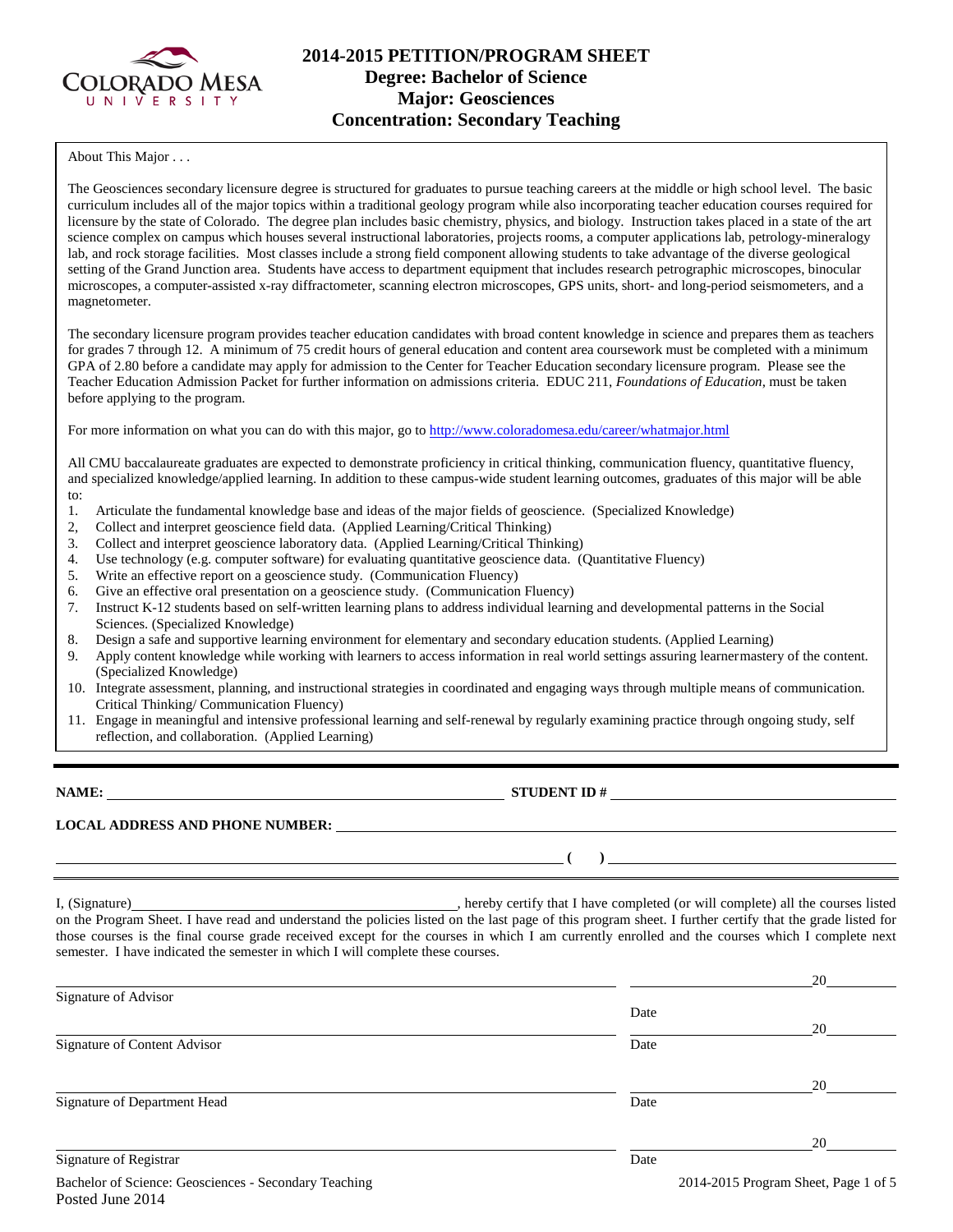# 2014-2015 PETITION/PROGRAM SHEET
## Degree: Bachelor of Science
## Major: Geosciences
## Concentration: Secondary Teaching

About This Major . . .

The Geosciences secondary licensure degree is structured for graduates to pursue teaching careers at the middle or high school level. The basic curriculum includes all of the major topics within a traditional geology program while also incorporating teacher education courses required for licensure by the state of Colorado. The degree plan includes basic chemistry, physics, and biology. Instruction takes placed in a state of the art science complex on campus which houses several instructional laboratories, projects rooms, a computer applications lab, petrology-mineralogy lab, and rock storage facilities. Most classes include a strong field component allowing students to take advantage of the diverse geological setting of the Grand Junction area. Students have access to department equipment that includes research petrographic microscopes, binocular microscopes, a computer-assisted x-ray diffractometer, scanning electron microscopes, GPS units, short- and long-period seismometers, and a magnetometer.

The secondary licensure program provides teacher education candidates with broad content knowledge in science and prepares them as teachers for grades 7 through 12. A minimum of 75 credit hours of general education and content area coursework must be completed with a minimum GPA of 2.80 before a candidate may apply for admission to the Center for Teacher Education secondary licensure program. Please see the Teacher Education Admission Packet for further information on admissions criteria. EDUC 211, *Foundations of Education*, must be taken before applying to the program.

For more information on what you can do with this major, go to http://www.coloradomesa.edu/career/whatmajor.html

All CMU baccalaureate graduates are expected to demonstrate proficiency in critical thinking, communication fluency, quantitative fluency, and specialized knowledge/applied learning. In addition to these campus-wide student learning outcomes, graduates of this major will be able to:

1. Articulate the fundamental knowledge base and ideas of the major fields of geoscience. (Specialized Knowledge)
2. Collect and interpret geoscience field data. (Applied Learning/Critical Thinking)
3. Collect and interpret geoscience laboratory data. (Applied Learning/Critical Thinking)
4. Use technology (e.g. computer software) for evaluating quantitative geoscience data. (Quantitative Fluency)
5. Write an effective report on a geoscience study. (Communication Fluency)
6. Give an effective oral presentation on a geoscience study. (Communication Fluency)
7. Instruct K-12 students based on self-written learning plans to address individual learning and developmental patterns in the Social Sciences. (Specialized Knowledge)
8. Design a safe and supportive learning environment for elementary and secondary education students. (Applied Learning)
9. Apply content knowledge while working with learners to access information in real world settings assuring learnermastery of the content. (Specialized Knowledge)
10. Integrate assessment, planning, and instructional strategies in coordinated and engaging ways through multiple means of communication. Critical Thinking/ Communication Fluency)
11. Engage in meaningful and intensive professional learning and self-renewal by regularly examining practice through ongoing study, self reflection, and collaboration. (Applied Learning)

---

**NAME:** ______________________ **STUDENT ID #** ______________________

**LOCAL ADDRESS AND PHONE NUMBER:** ______________________

______________________ **( )** ______________________

I, (Signature)______________________, hereby certify that I have completed (or will complete) all the courses listed on the Program Sheet. I have read and understand the policies listed on the last page of this program sheet. I further certify that the grade listed for those courses is the final course grade received except for the courses in which I am currently enrolled and the courses which I complete next semester. I have indicated the semester in which I will complete these courses.

______________________ Signature of Advisor &emsp; ______________ 20____ Date

______________________ Signature of Content Advisor &emsp; ______________ 20____ Date

______________________ Signature of Department Head &emsp; ______________ 20____ Date

______________________ Signature of Registrar &emsp; ______________ 20____ Date

Posted June 2014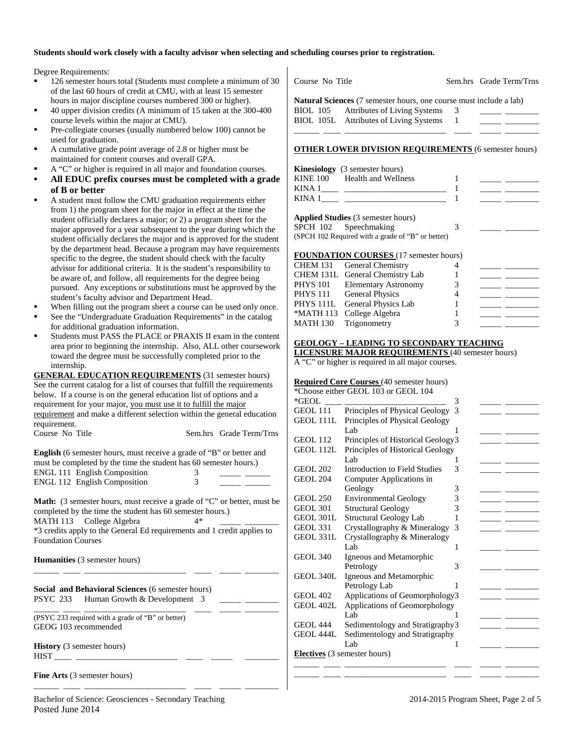**Students should work closely with a faculty advisor when selecting and scheduling courses prior to registration.**

Degree Requirements:

- 126 semester hours total (Students must complete a minimum of 30 of the last 60 hours of credit at CMU, with at least 15 semester hours in major discipline courses numbered 300 or higher).
- 40 upper division credits (A minimum of 15 taken at the 300-400 course levels within the major at CMU).
- Pre-collegiate courses (usually numbered below 100) cannot be used for graduation.
- A cumulative grade point average of 2.8 or higher must be maintained for content courses and overall GPA.
- A "C" or higher is required in all major and foundation courses.
- **All EDUC prefix courses must be completed with a grade of B or better**
- A student must follow the CMU graduation requirements either from 1) the program sheet for the major in effect at the time the student officially declares a major; or 2) a program sheet for the major approved for a year subsequent to the year during which the student officially declares the major and is approved for the student by the department head. Because a program may have requirements specific to the degree, the student should check with the faculty advisor for additional criteria. It is the student's responsibility to be aware of, and follow, all requirements for the degree being pursued. Any exceptions or substitutions must be approved by the student's faculty advisor and Department Head.
- When filling out the program sheet a course can be used only once.
- See the "Undergraduate Graduation Requirements" in the catalog for additional graduation information.
- Students must PASS the PLACE or PRAXIS II exam in the content area prior to beginning the internship. Also, ALL other coursework toward the degree must be successfully completed prior to the internship.

**GENERAL EDUCATION REQUIREMENTS** (31 semester hours) See the current catalog for a list of courses that fulfill the requirements below. If a course is on the general education list of options and a requirement for your major, you must use it to fulfill the major requirement and make a different selection within the general education requirement.

| Course No | Title | Sem.hrs | Grade | Term/Trns |
|---|---|---|---|---|
| **English** (6 semester hours, must receive a grade of "B" or better and must be completed by the time the student has 60 semester hours.) | | | | |
| ENGL 111 | English Composition | 3 | _____ | ______ |
| ENGL 112 | English Composition | 3 | _____ | ______ |
| **Math:** (3 semester hours, must receive a grade of "C" or better, must be completed by the time the student has 60 semester hours.) | | | | |
| MATH 113 | College Algebra | 4* | _____ | ________ |
| *3 credits apply to the General Ed requirements and 1 credit applies to Foundation Courses | | | | |
| **Humanities** (3 semester hours) | | | | |
| ______ ____ | ________________________ | ____ | _____ | ________ |
| **Social and Behavioral Sciences** (6 semester hours) | | | | |
| PSYC 233 | Human Growth & Development | 3 | _____ | ________ |
| ______ ____ | ________________________ | ____ | _____ | ________ |
| (PSYC 233 required with a grade of "B" or better) GEOG 103 recommended | | | | |
| **History** (3 semester hours) | | | | |
| HIST ____ | ________________________ | ____ | _____ | ________ |
| **Fine Arts** (3 semester hours) | | | | |
| ______ ____ | ________________________ | ____ | _____ | ________ |
| **Natural Sciences** (7 semester hours, one course must include a lab) | | | | |
| BIOL 105 | Attributes of Living Systems | 3 | _____ | ________ |
| BIOL 105L | Attributes of Living Systems | 1 | _____ | ________ |
| ______ ____ | ________________________ | ____ | _____ | ________ |

**OTHER LOWER DIVISION REQUIREMENTS** (6 semester hours)

| Course No | Title | Sem.hrs | Grade | Term/Trns |
|---|---|---|---|---|
| **Kinesiology** (3 semester hours) | | | | |
| KINE 100 | Health and Wellness | 1 | _____ | ________ |
| KINA 1____ | ________________________ | 1 | _____ | ________ |
| KINA 1____ | ________________________ | 1 | _____ | ________ |
| **Applied Studies** (3 semester hours) | | | | |
| SPCH 102 | Speechmaking | 3 | _____ | ________ |
| (SPCH 102 Required with a grade of "B" or better) | | | | |

**FOUNDATION COURSES** (17 semester hours)

| Course No | Title | Sem.hrs | Grade | Term/Trns |
|---|---|---|---|---|
| CHEM 131 | General Chemistry | 4 | _____ | ________ |
| CHEM 131L | General Chemistry Lab | 1 | _____ | ________ |
| PHYS 101 | Elementary Astronomy | 3 | _____ | ________ |
| PHYS 111 | General Physics | 4 | _____ | ________ |
| PHYS 111L | General Physics Lab | 1 | _____ | ________ |
| *MATH 113 | College Algebra | 1 | _____ | ________ |
| MATH 130 | Trigonometry | 3 | _____ | ________ |

**GEOLOGY – LEADING TO SECONDARY TEACHING LICENSURE MAJOR REQUIREMENTS** (40 semester hours)
A "C" or higher is required in all major courses.

**Required Core Courses** (40 semester hours)
*Choose either GEOL 103 or GEOL 104

| Course No | Title | Sem.hrs | Grade | Term/Trns |
|---|---|---|---|---|
| *GEOL ____ | ________________________ | 3 | _____ | ________ |
| GEOL 111 | Principles of Physical Geology | 3 | _____ | ________ |
| GEOL 111L | Principles of Physical Geology Lab | 1 | _____ | ________ |
| GEOL 112 | Principles of Historical Geology | 3 | _____ | ________ |
| GEOL 112L | Principles of Historical Geology Lab | 1 | _____ | ________ |
| GEOL 202 | Introduction to Field Studies | 3 | _____ | ________ |
| GEOL 204 | Computer Applications in Geology | 3 | _____ | ________ |
| GEOL 250 | Environmental Geology | 3 | _____ | ________ |
| GEOL 301 | Structural Geology | 3 | _____ | ________ |
| GEOL 301L | Structural Geology Lab | 1 | _____ | ________ |
| GEOL 331 | Crystallography & Mineralogy | 3 | _____ | ________ |
| GEOL 331L | Crystallography & Mineralogy Lab | 1 | _____ | ________ |
| GEOL 340 | Igneous and Metamorphic Petrology | 3 | _____ | ________ |
| GEOL 340L | Igneous and Metamorphic Petrology Lab | 1 | _____ | ________ |
| GEOL 402 | Applications of Geomorphology | 3 | _____ | ________ |
| GEOL 402L | Applications of Geomorphology Lab | 1 | _____ | ________ |
| GEOL 444 | Sedimentology and Stratigraphy | 3 | _____ | ________ |
| GEOL 444L | Sedimentology and Stratigraphy Lab | 1 | _____ | ________ |
| **Electives** (3 semester hours) | | | | |
| ______ ____ | ________________________ | ____ | _____ | ________ |
| ______ ____ | ________________________ | ____ | _____ | ________ |

Bachelor of Science: Geosciences - Secondary Teaching
Posted June 2014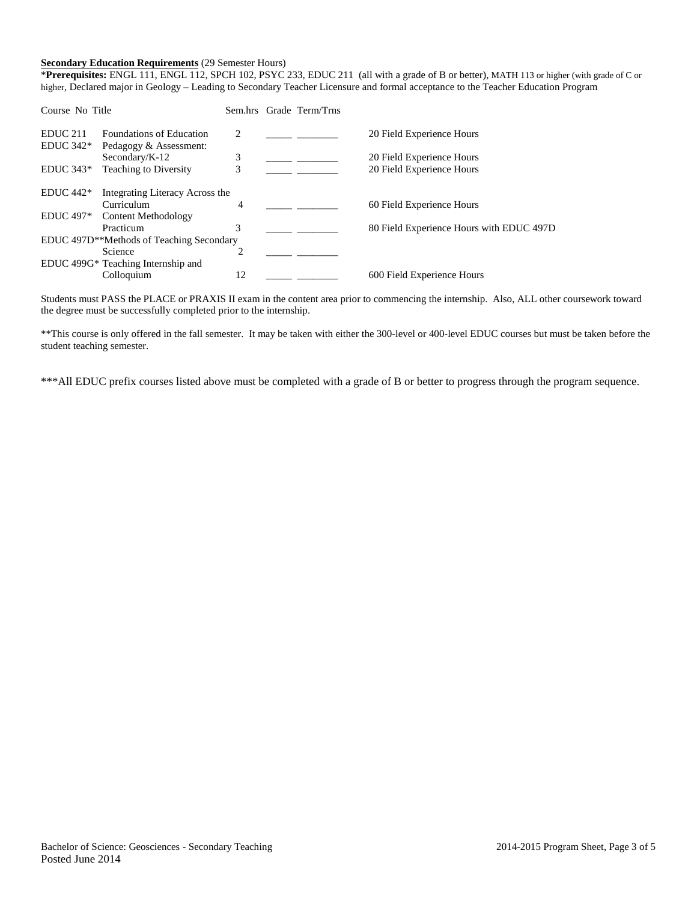**Secondary Education Requirements** (29 Semester Hours)

\***Prerequisites:** ENGL 111, ENGL 112, SPCH 102, PSYC 233, EDUC 211 (all with a grade of B or better), MATH 113 or higher (with grade of C or higher, Declared major in Geology – Leading to Secondary Teacher Licensure and formal acceptance to the Teacher Education Program

| Course No | Title | Sem.hrs | Grade | Term/Trns | |
|---|---|---|---|---|---|
| EDUC 211 | Foundations of Education | 2 | _____ | ________ | 20 Field Experience Hours |
| EDUC 342* | Pedagogy & Assessment: Secondary/K-12 | 3 | _____ | ________ | 20 Field Experience Hours |
| EDUC 343* | Teaching to Diversity | 3 | _____ | ________ | 20 Field Experience Hours |
| EDUC 442* | Integrating Literacy Across the Curriculum | 4 | _____ | ________ | 60 Field Experience Hours |
| EDUC 497* | Content Methodology Practicum | 3 | _____ | ________ | 80 Field Experience Hours with EDUC 497D |
| EDUC 497D** | Methods of Teaching Secondary Science | 2 | _____ | ________ | |
| EDUC 499G* | Teaching Internship and Colloquium | 12 | _____ | ________ | 600 Field Experience Hours |

Students must PASS the PLACE or PRAXIS II exam in the content area prior to commencing the internship. Also, ALL other coursework toward the degree must be successfully completed prior to the internship.

**This course is only offered in the fall semester. It may be taken with either the 300-level or 400-level EDUC courses but must be taken before the student teaching semester.

***All EDUC prefix courses listed above must be completed with a grade of B or better to progress through the program sequence.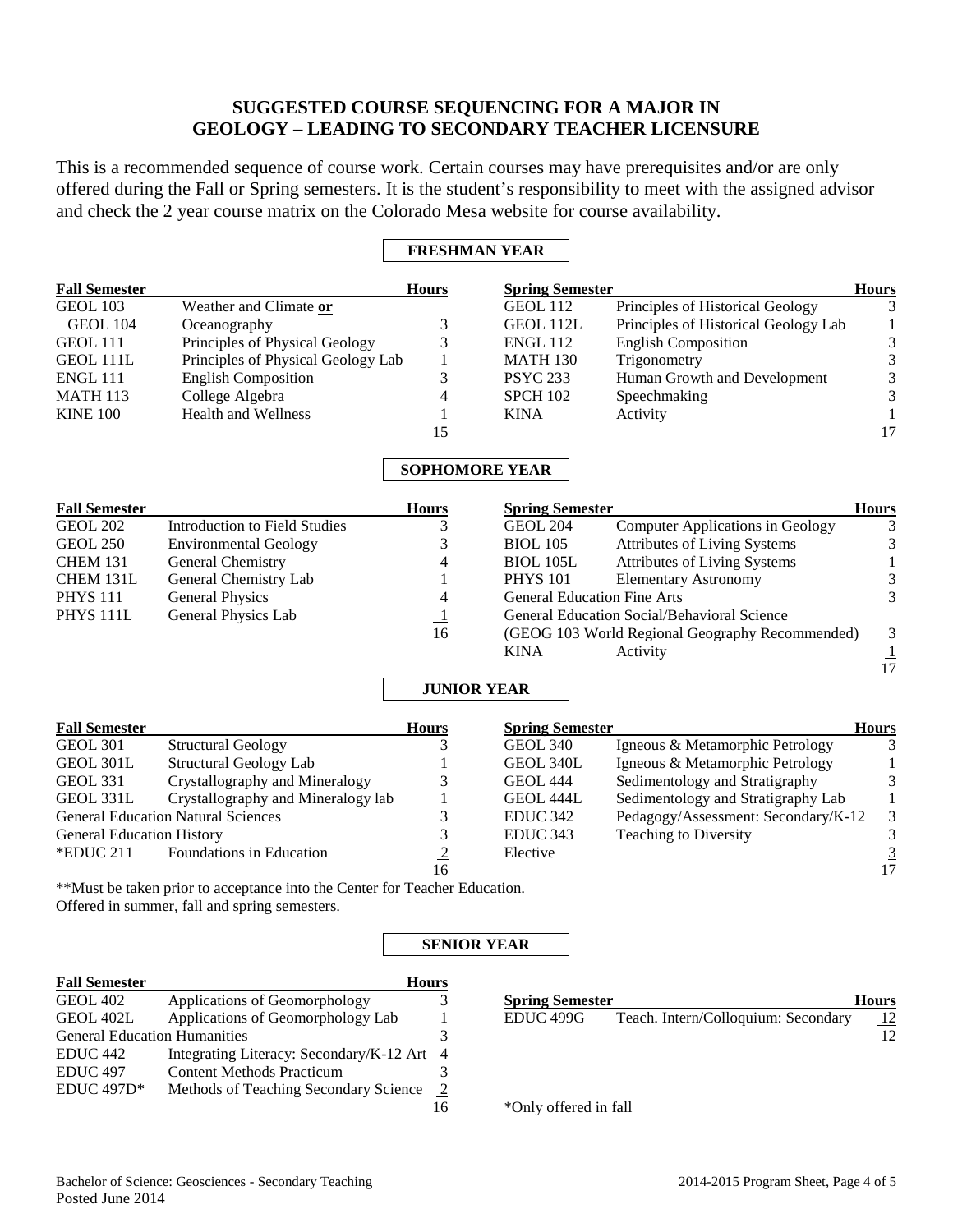## SUGGESTED COURSE SEQUENCING FOR A MAJOR IN GEOLOGY – LEADING TO SECONDARY TEACHER LICENSURE

This is a recommended sequence of course work. Certain courses may have prerequisites and/or are only offered during the Fall or Spring semesters. It is the student's responsibility to meet with the assigned advisor and check the 2 year course matrix on the Colorado Mesa website for course availability.

### FRESHMAN YEAR

| Fall Semester | | Hours |
|---|---|---|
| GEOL 103 | Weather and Climate **or** | |
| GEOL 104 | Oceanography | 3 |
| GEOL 111 | Principles of Physical Geology | 3 |
| GEOL 111L | Principles of Physical Geology Lab | 1 |
| ENGL 111 | English Composition | 3 |
| MATH 113 | College Algebra | 4 |
| KINE 100 | Health and Wellness | 1 |
| | | 15 |

| Spring Semester | | Hours |
|---|---|---|
| GEOL 112 | Principles of Historical Geology | 3 |
| GEOL 112L | Principles of Historical Geology Lab | 1 |
| ENGL 112 | English Composition | 3 |
| MATH 130 | Trigonometry | 3 |
| PSYC 233 | Human Growth and Development | 3 |
| SPCH 102 | Speechmaking | 3 |
| KINA | Activity | 1 |
| | | 17 |

### SOPHOMORE YEAR

| Fall Semester | | Hours |
|---|---|---|
| GEOL 202 | Introduction to Field Studies | 3 |
| GEOL 250 | Environmental Geology | 3 |
| CHEM 131 | General Chemistry | 4 |
| CHEM 131L | General Chemistry Lab | 1 |
| PHYS 111 | General Physics | 4 |
| PHYS 111L | General Physics Lab | 1 |
| | | 16 |

| Spring Semester | | Hours |
|---|---|---|
| GEOL 204 | Computer Applications in Geology | 3 |
| BIOL 105 | Attributes of Living Systems | 3 |
| BIOL 105L | Attributes of Living Systems | 1 |
| PHYS 101 | Elementary Astronomy | 3 |
| General Education Fine Arts | | 3 |
| General Education Social/Behavioral Science | | |
| (GEOG 103 World Regional Geography Recommended) | | 3 |
| KINA | Activity | 1 |
| | | 17 |

### JUNIOR YEAR

| Fall Semester | | Hours |
|---|---|---|
| GEOL 301 | Structural Geology | 3 |
| GEOL 301L | Structural Geology Lab | 1 |
| GEOL 331 | Crystallography and Mineralogy | 3 |
| GEOL 331L | Crystallography and Mineralogy lab | 1 |
| General Education Natural Sciences | | 3 |
| General Education History | | 3 |
| *EDUC 211 | Foundations in Education | 2 |
| | | 16 |

| Spring Semester | | Hours |
|---|---|---|
| GEOL 340 | Igneous & Metamorphic Petrology | 3 |
| GEOL 340L | Igneous & Metamorphic Petrology | 1 |
| GEOL 444 | Sedimentology and Stratigraphy | 3 |
| GEOL 444L | Sedimentology and Stratigraphy Lab | 1 |
| EDUC 342 | Pedagogy/Assessment: Secondary/K-12 | 3 |
| EDUC 343 | Teaching to Diversity | 3 |
| Elective | | 3 |
| | | 17 |

**Must be taken prior to acceptance into the Center for Teacher Education.
Offered in summer, fall and spring semesters.

### SENIOR YEAR

| Fall Semester | | Hours |
|---|---|---|
| GEOL 402 | Applications of Geomorphology | 3 |
| GEOL 402L | Applications of Geomorphology Lab | 1 |
| General Education Humanities | | 3 |
| EDUC 442 | Integrating Literacy: Secondary/K-12 Art | 4 |
| EDUC 497 | Content Methods Practicum | 3 |
| EDUC 497D* | Methods of Teaching Secondary Science | 2 |
| | | 16 |

| Spring Semester | | Hours |
|---|---|---|
| EDUC 499G | Teach. Intern/Colloquium: Secondary | 12 |
| | | 12 |

*Only offered in fall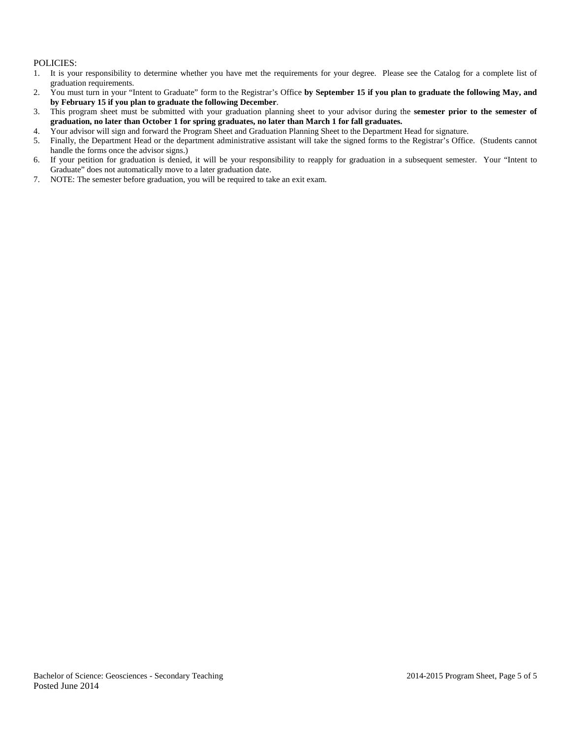POLICIES:

1. It is your responsibility to determine whether you have met the requirements for your degree. Please see the Catalog for a complete list of graduation requirements.
2. You must turn in your "Intent to Graduate" form to the Registrar's Office **by September 15 if you plan to graduate the following May, and by February 15 if you plan to graduate the following December**.
3. This program sheet must be submitted with your graduation planning sheet to your advisor during the **semester prior to the semester of graduation, no later than October 1 for spring graduates, no later than March 1 for fall graduates.**
4. Your advisor will sign and forward the Program Sheet and Graduation Planning Sheet to the Department Head for signature.
5. Finally, the Department Head or the department administrative assistant will take the signed forms to the Registrar's Office. (Students cannot handle the forms once the advisor signs.)
6. If your petition for graduation is denied, it will be your responsibility to reapply for graduation in a subsequent semester. Your "Intent to Graduate" does not automatically move to a later graduation date.
7. NOTE: The semester before graduation, you will be required to take an exit exam.